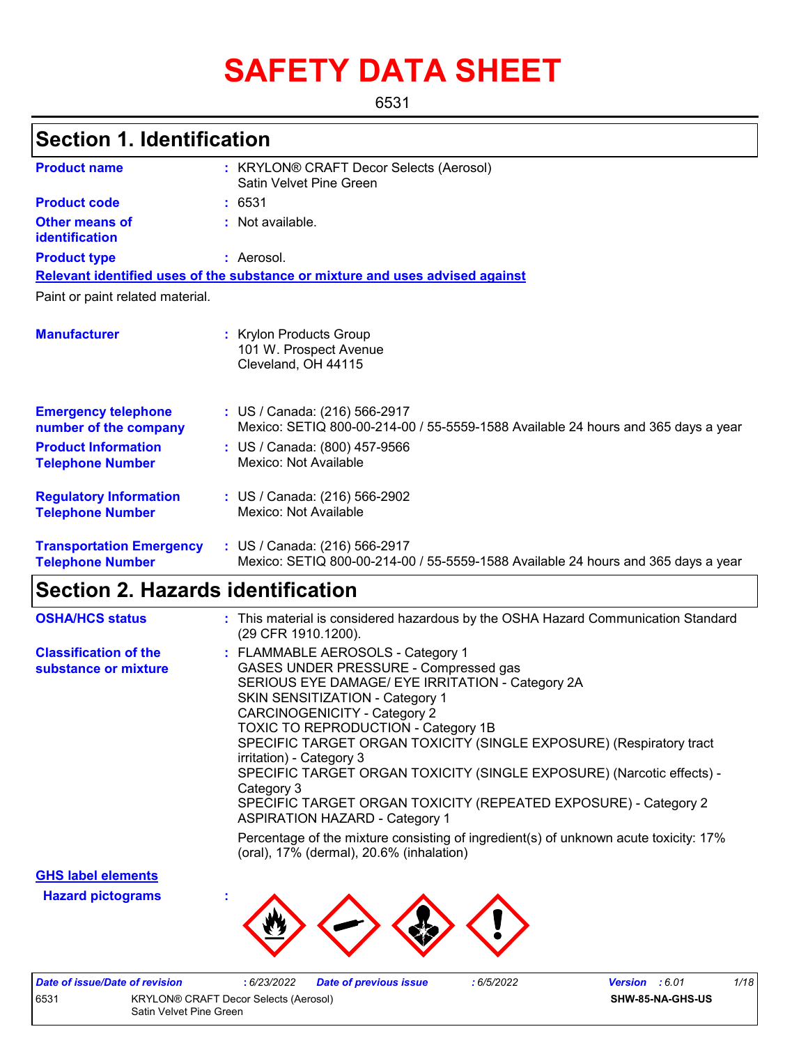# SAFETY DATA SHEET

6531

## Section 1. Identification

| | | |
|---|---|---|
| **Product name** | : | KRYLON® CRAFT Decor Selects (Aerosol) Satin Velvet Pine Green |
| **Product code** | : | 6531 |
| **Other means of identification** | : | Not available. |
| **Product type** | : | Aerosol. |

**Relevant identified uses of the substance or mixture and uses advised against**

Paint or paint related material.

| | | |
|---|---|---|
| **Manufacturer** | : | Krylon Products Group<br>101 W. Prospect Avenue<br>Cleveland, OH 44115 |
| **Emergency telephone number of the company** | : | US / Canada: (216) 566-2917<br>Mexico: SETIQ 800-00-214-00 / 55-5559-1588 Available 24 hours and 365 days a year |
| **Product Information Telephone Number** | : | US / Canada: (800) 457-9566<br>Mexico: Not Available |
| **Regulatory Information Telephone Number** | : | US / Canada: (216) 566-2902<br>Mexico: Not Available |
| **Transportation Emergency Telephone Number** | : | US / Canada: (216) 566-2917<br>Mexico: SETIQ 800-00-214-00 / 55-5559-1588 Available 24 hours and 365 days a year |

## Section 2. Hazards identification

**OSHA/HCS status** : This material is considered hazardous by the OSHA Hazard Communication Standard (29 CFR 1910.1200).

**Classification of the substance or mixture** :
FLAMMABLE AEROSOLS - Category 1
GASES UNDER PRESSURE - Compressed gas
SERIOUS EYE DAMAGE/ EYE IRRITATION - Category 2A
SKIN SENSITIZATION - Category 1
CARCINOGENICITY - Category 2
TOXIC TO REPRODUCTION - Category 1B
SPECIFIC TARGET ORGAN TOXICITY (SINGLE EXPOSURE) (Respiratory tract irritation) - Category 3
SPECIFIC TARGET ORGAN TOXICITY (SINGLE EXPOSURE) (Narcotic effects) - Category 3
SPECIFIC TARGET ORGAN TOXICITY (REPEATED EXPOSURE) - Category 2
ASPIRATION HAZARD - Category 1

Percentage of the mixture consisting of ingredient(s) of unknown acute toxicity: 17% (oral), 17% (dermal), 20.6% (inhalation)

**GHS label elements**

**Hazard pictograms** :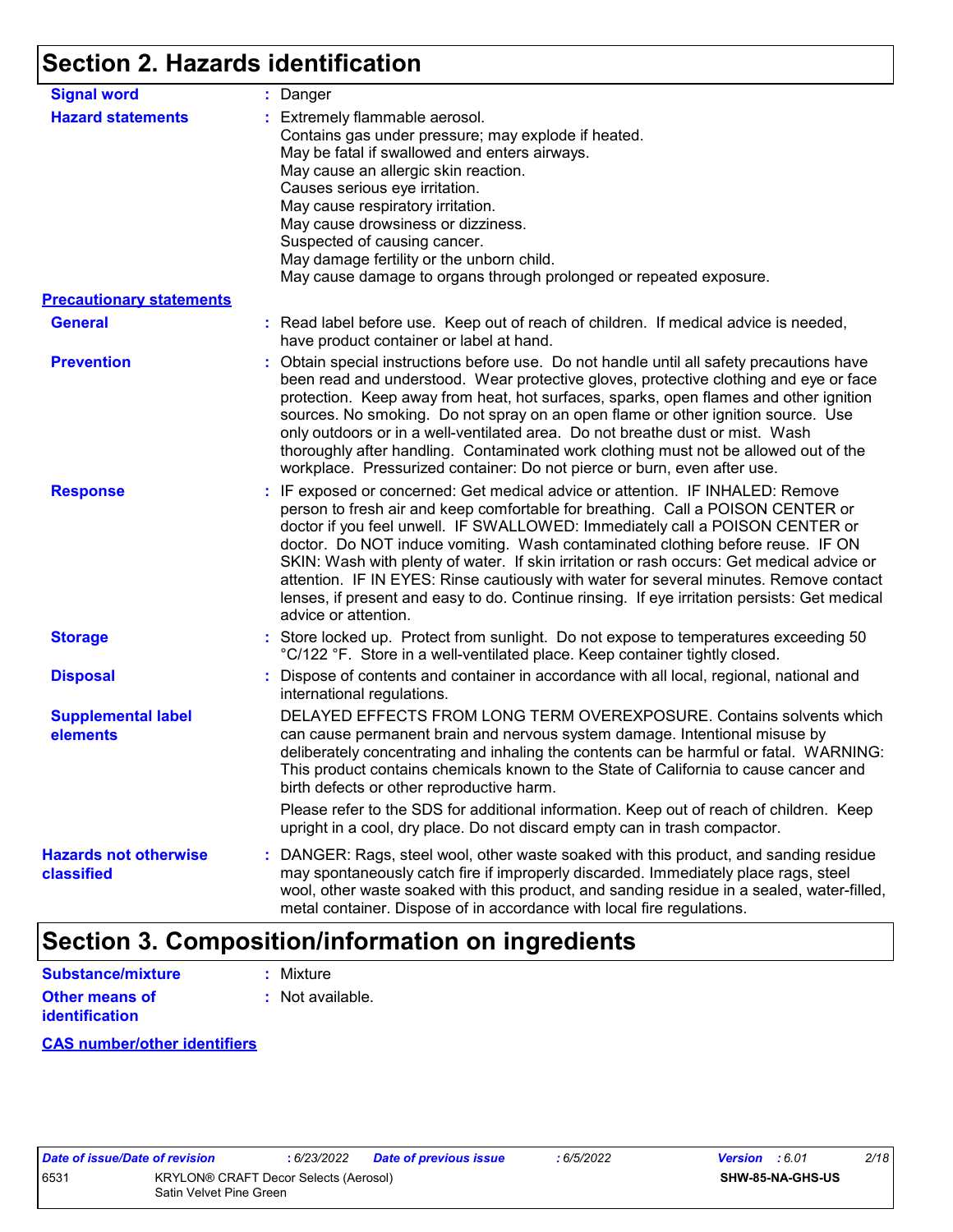## Section 2. Hazards identification

**Signal word** : Danger

**Hazard statements** : Extremely flammable aerosol.
Contains gas under pressure; may explode if heated.
May be fatal if swallowed and enters airways.
May cause an allergic skin reaction.
Causes serious eye irritation.
May cause respiratory irritation.
May cause drowsiness or dizziness.
Suspected of causing cancer.
May damage fertility or the unborn child.
May cause damage to organs through prolonged or repeated exposure.

**Precautionary statements**

**General** : Read label before use. Keep out of reach of children. If medical advice is needed, have product container or label at hand.

**Prevention** : Obtain special instructions before use. Do not handle until all safety precautions have been read and understood. Wear protective gloves, protective clothing and eye or face protection. Keep away from heat, hot surfaces, sparks, open flames and other ignition sources. No smoking. Do not spray on an open flame or other ignition source. Use only outdoors or in a well-ventilated area. Do not breathe dust or mist. Wash thoroughly after handling. Contaminated work clothing must not be allowed out of the workplace. Pressurized container: Do not pierce or burn, even after use.

**Response** : IF exposed or concerned: Get medical advice or attention. IF INHALED: Remove person to fresh air and keep comfortable for breathing. Call a POISON CENTER or doctor if you feel unwell. IF SWALLOWED: Immediately call a POISON CENTER or doctor. Do NOT induce vomiting. Wash contaminated clothing before reuse. IF ON SKIN: Wash with plenty of water. If skin irritation or rash occurs: Get medical advice or attention. IF IN EYES: Rinse cautiously with water for several minutes. Remove contact lenses, if present and easy to do. Continue rinsing. If eye irritation persists: Get medical advice or attention.

**Storage** : Store locked up. Protect from sunlight. Do not expose to temperatures exceeding 50 °C/122 °F. Store in a well-ventilated place. Keep container tightly closed.

**Disposal** : Dispose of contents and container in accordance with all local, regional, national and international regulations.

**Supplemental label elements**

DELAYED EFFECTS FROM LONG TERM OVEREXPOSURE. Contains solvents which can cause permanent brain and nervous system damage. Intentional misuse by deliberately concentrating and inhaling the contents can be harmful or fatal. WARNING: This product contains chemicals known to the State of California to cause cancer and birth defects or other reproductive harm.

Please refer to the SDS for additional information. Keep out of reach of children. Keep upright in a cool, dry place. Do not discard empty can in trash compactor.

**Hazards not otherwise classified** : DANGER: Rags, steel wool, other waste soaked with this product, and sanding residue may spontaneously catch fire if improperly discarded. Immediately place rags, steel wool, other waste soaked with this product, and sanding residue in a sealed, water-filled, metal container. Dispose of in accordance with local fire regulations.

## Section 3. Composition/information on ingredients

**Substance/mixture** : Mixture

**Other means of identification** : Not available.

**CAS number/other identifiers**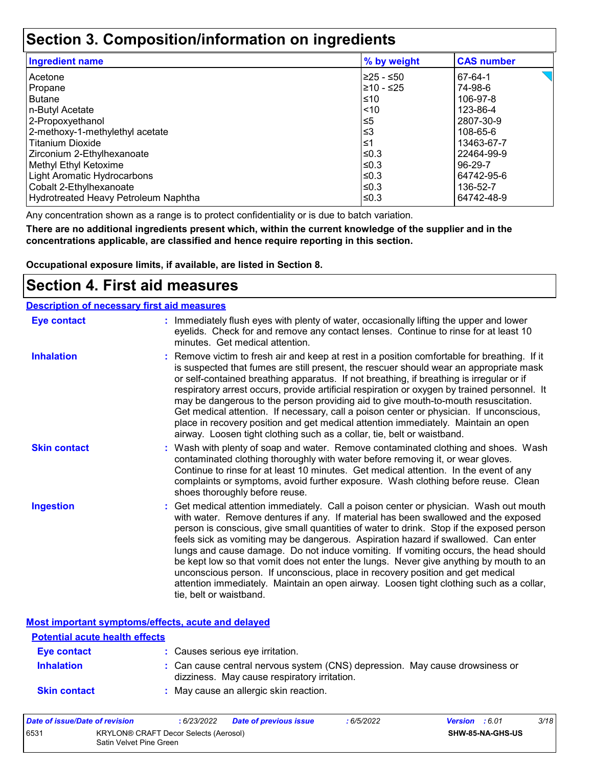## Section 3. Composition/information on ingredients

| Ingredient name | % by weight | CAS number |
|---|---|---|
| Acetone | ≥25 - ≤50 | 67-64-1 |
| Propane | ≥10 - ≤25 | 74-98-6 |
| Butane | ≤10 | 106-97-8 |
| n-Butyl Acetate | <10 | 123-86-4 |
| 2-Propoxyethanol | ≤5 | 2807-30-9 |
| 2-methoxy-1-methylethyl acetate | ≤3 | 108-65-6 |
| Titanium Dioxide | ≤1 | 13463-67-7 |
| Zirconium 2-Ethylhexanoate | ≤0.3 | 22464-99-9 |
| Methyl Ethyl Ketoxime | ≤0.3 | 96-29-7 |
| Light Aromatic Hydrocarbons | ≤0.3 | 64742-95-6 |
| Cobalt 2-Ethylhexanoate | ≤0.3 | 136-52-7 |
| Hydrotreated Heavy Petroleum Naphtha | ≤0.3 | 64742-48-9 |

Any concentration shown as a range is to protect confidentiality or is due to batch variation.

**There are no additional ingredients present which, within the current knowledge of the supplier and in the concentrations applicable, are classified and hence require reporting in this section.**

**Occupational exposure limits, if available, are listed in Section 8.**

## Section 4. First aid measures

### Description of necessary first aid measures

**Eye contact** : Immediately flush eyes with plenty of water, occasionally lifting the upper and lower eyelids. Check for and remove any contact lenses. Continue to rinse for at least 10 minutes. Get medical attention.

**Inhalation** : Remove victim to fresh air and keep at rest in a position comfortable for breathing. If it is suspected that fumes are still present, the rescuer should wear an appropriate mask or self-contained breathing apparatus. If not breathing, if breathing is irregular or if respiratory arrest occurs, provide artificial respiration or oxygen by trained personnel. It may be dangerous to the person providing aid to give mouth-to-mouth resuscitation. Get medical attention. If necessary, call a poison center or physician. If unconscious, place in recovery position and get medical attention immediately. Maintain an open airway. Loosen tight clothing such as a collar, tie, belt or waistband.

**Skin contact** : Wash with plenty of soap and water. Remove contaminated clothing and shoes. Wash contaminated clothing thoroughly with water before removing it, or wear gloves. Continue to rinse for at least 10 minutes. Get medical attention. In the event of any complaints or symptoms, avoid further exposure. Wash clothing before reuse. Clean shoes thoroughly before reuse.

**Ingestion** : Get medical attention immediately. Call a poison center or physician. Wash out mouth with water. Remove dentures if any. If material has been swallowed and the exposed person is conscious, give small quantities of water to drink. Stop if the exposed person feels sick as vomiting may be dangerous. Aspiration hazard if swallowed. Can enter lungs and cause damage. Do not induce vomiting. If vomiting occurs, the head should be kept low so that vomit does not enter the lungs. Never give anything by mouth to an unconscious person. If unconscious, place in recovery position and get medical attention immediately. Maintain an open airway. Loosen tight clothing such as a collar, tie, belt or waistband.

### Most important symptoms/effects, acute and delayed

#### Potential acute health effects

**Eye contact** : Causes serious eye irritation.

**Inhalation** : Can cause central nervous system (CNS) depression. May cause drowsiness or dizziness. May cause respiratory irritation.

**Skin contact** : May cause an allergic skin reaction.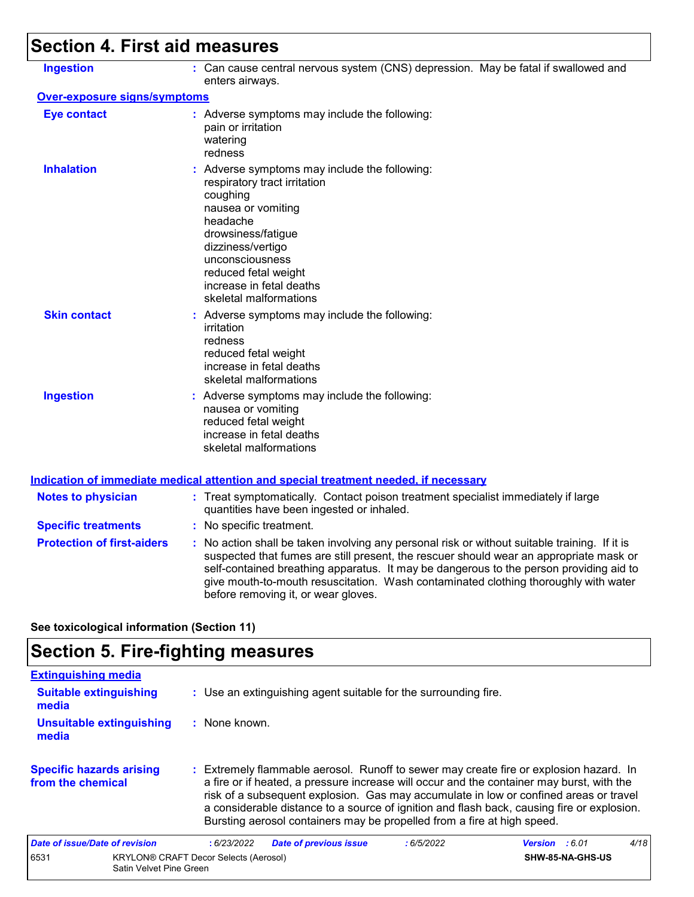## Section 4. First aid measures

**Ingestion** : Can cause central nervous system (CNS) depression. May be fatal if swallowed and enters airways.

**Over-exposure signs/symptoms**

**Eye contact** : Adverse symptoms may include the following:
pain or irritation
watering
redness

**Inhalation** : Adverse symptoms may include the following:
respiratory tract irritation
coughing
nausea or vomiting
headache
drowsiness/fatigue
dizziness/vertigo
unconsciousness
reduced fetal weight
increase in fetal deaths
skeletal malformations

**Skin contact** : Adverse symptoms may include the following:
irritation
redness
reduced fetal weight
increase in fetal deaths
skeletal malformations

**Ingestion** : Adverse symptoms may include the following:
nausea or vomiting
reduced fetal weight
increase in fetal deaths
skeletal malformations

**Indication of immediate medical attention and special treatment needed, if necessary**

**Notes to physician** : Treat symptomatically. Contact poison treatment specialist immediately if large quantities have been ingested or inhaled.

**Specific treatments** : No specific treatment.

**Protection of first-aiders** : No action shall be taken involving any personal risk or without suitable training. If it is suspected that fumes are still present, the rescuer should wear an appropriate mask or self-contained breathing apparatus. It may be dangerous to the person providing aid to give mouth-to-mouth resuscitation. Wash contaminated clothing thoroughly with water before removing it, or wear gloves.

**See toxicological information (Section 11)**

## Section 5. Fire-fighting measures

**Extinguishing media**

**Suitable extinguishing media** : Use an extinguishing agent suitable for the surrounding fire.

**Unsuitable extinguishing media** : None known.

**Specific hazards arising from the chemical** : Extremely flammable aerosol. Runoff to sewer may create fire or explosion hazard. In a fire or if heated, a pressure increase will occur and the container may burst, with the risk of a subsequent explosion. Gas may accumulate in low or confined areas or travel a considerable distance to a source of ignition and flash back, causing fire or explosion. Bursting aerosol containers may be propelled from a fire at high speed.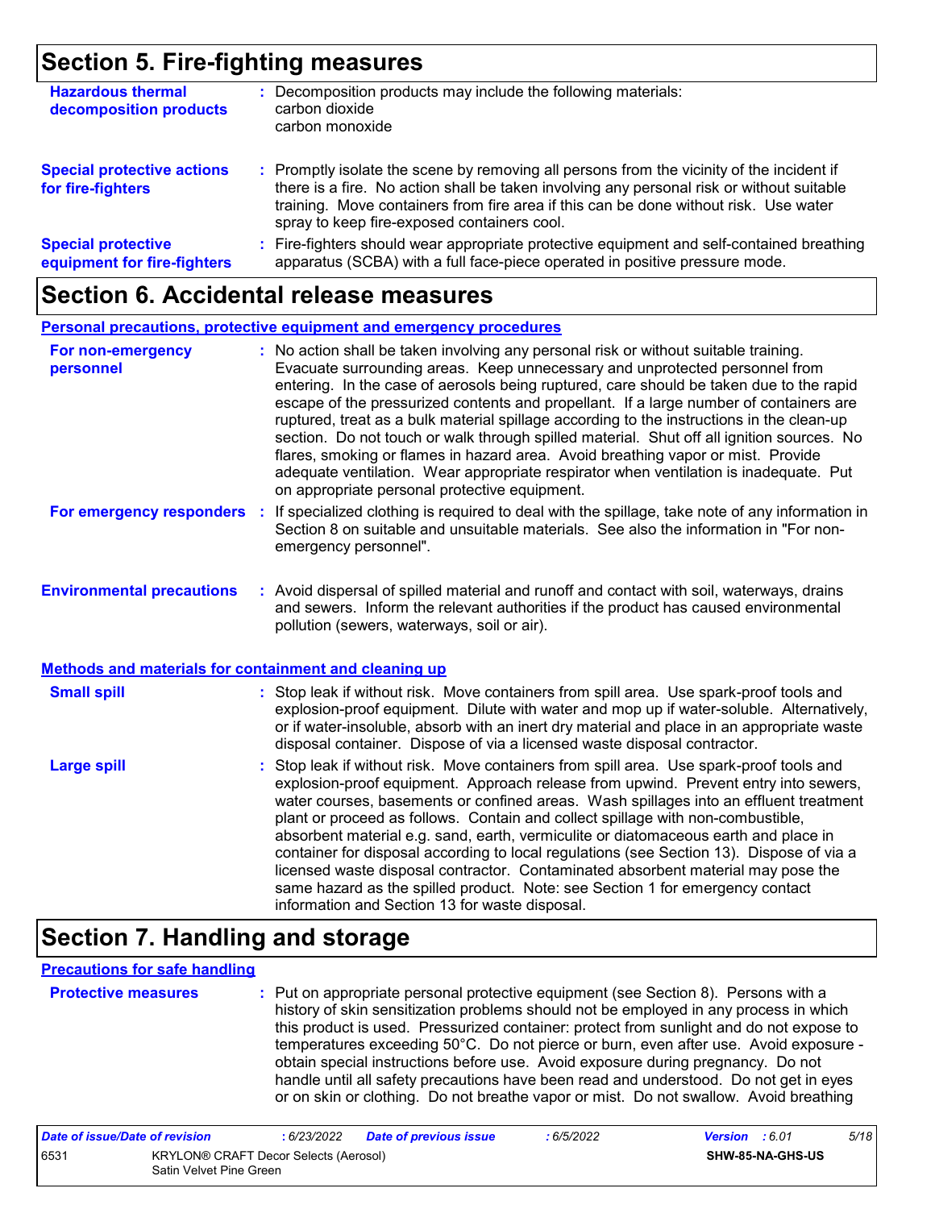## Section 5. Fire-fighting measures

**Hazardous thermal decomposition products** : Decomposition products may include the following materials:
carbon dioxide
carbon monoxide

**Special protective actions for fire-fighters** : Promptly isolate the scene by removing all persons from the vicinity of the incident if there is a fire. No action shall be taken involving any personal risk or without suitable training. Move containers from fire area if this can be done without risk. Use water spray to keep fire-exposed containers cool.

**Special protective equipment for fire-fighters** : Fire-fighters should wear appropriate protective equipment and self-contained breathing apparatus (SCBA) with a full face-piece operated in positive pressure mode.

## Section 6. Accidental release measures

### Personal precautions, protective equipment and emergency procedures

**For non-emergency personnel** : No action shall be taken involving any personal risk or without suitable training. Evacuate surrounding areas. Keep unnecessary and unprotected personnel from entering. In the case of aerosols being ruptured, care should be taken due to the rapid escape of the pressurized contents and propellant. If a large number of containers are ruptured, treat as a bulk material spillage according to the instructions in the clean-up section. Do not touch or walk through spilled material. Shut off all ignition sources. No flares, smoking or flames in hazard area. Avoid breathing vapor or mist. Provide adequate ventilation. Wear appropriate respirator when ventilation is inadequate. Put on appropriate personal protective equipment.

**For emergency responders** : If specialized clothing is required to deal with the spillage, take note of any information in Section 8 on suitable and unsuitable materials. See also the information in "For non-emergency personnel".

**Environmental precautions** : Avoid dispersal of spilled material and runoff and contact with soil, waterways, drains and sewers. Inform the relevant authorities if the product has caused environmental pollution (sewers, waterways, soil or air).

### Methods and materials for containment and cleaning up

**Small spill** : Stop leak if without risk. Move containers from spill area. Use spark-proof tools and explosion-proof equipment. Dilute with water and mop up if water-soluble. Alternatively, or if water-insoluble, absorb with an inert dry material and place in an appropriate waste disposal container. Dispose of via a licensed waste disposal contractor.

**Large spill** : Stop leak if without risk. Move containers from spill area. Use spark-proof tools and explosion-proof equipment. Approach release from upwind. Prevent entry into sewers, water courses, basements or confined areas. Wash spillages into an effluent treatment plant or proceed as follows. Contain and collect spillage with non-combustible, absorbent material e.g. sand, earth, vermiculite or diatomaceous earth and place in container for disposal according to local regulations (see Section 13). Dispose of via a licensed waste disposal contractor. Contaminated absorbent material may pose the same hazard as the spilled product. Note: see Section 1 for emergency contact information and Section 13 for waste disposal.

## Section 7. Handling and storage

### Precautions for safe handling

**Protective measures** : Put on appropriate personal protective equipment (see Section 8). Persons with a history of skin sensitization problems should not be employed in any process in which this product is used. Pressurized container: protect from sunlight and do not expose to temperatures exceeding 50°C. Do not pierce or burn, even after use. Avoid exposure - obtain special instructions before use. Avoid exposure during pregnancy. Do not handle until all safety precautions have been read and understood. Do not get in eyes or on skin or clothing. Do not breathe vapor or mist. Do not swallow. Avoid breathing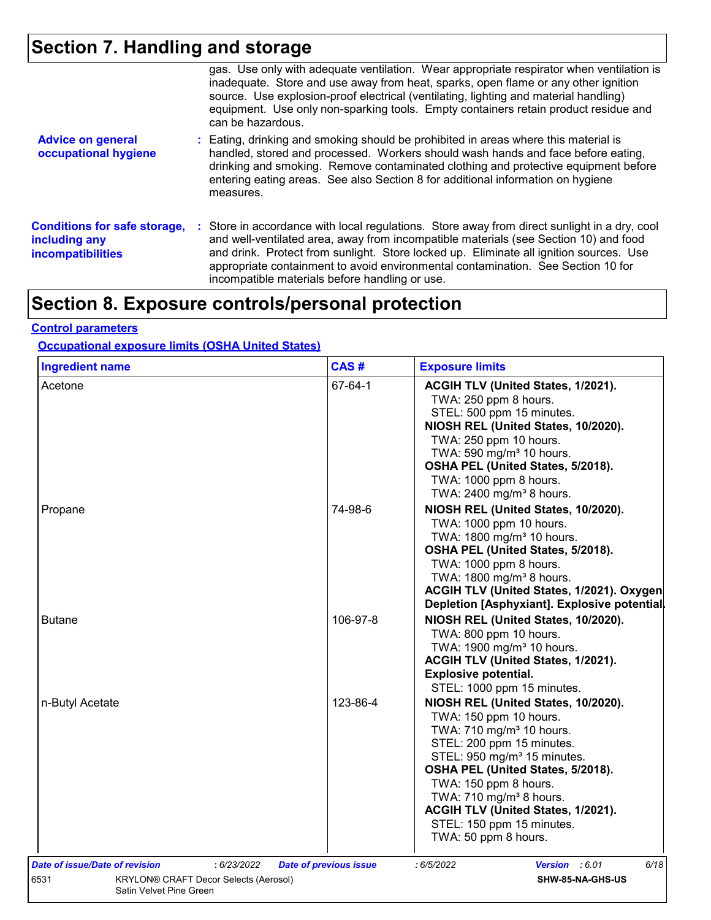## Section 7. Handling and storage

gas. Use only with adequate ventilation. Wear appropriate respirator when ventilation is inadequate. Store and use away from heat, sparks, open flame or any other ignition source. Use explosion-proof electrical (ventilating, lighting and material handling) equipment. Use only non-sparking tools. Empty containers retain product residue and can be hazardous.

**Advice on general occupational hygiene** : Eating, drinking and smoking should be prohibited in areas where this material is handled, stored and processed. Workers should wash hands and face before eating, drinking and smoking. Remove contaminated clothing and protective equipment before entering eating areas. See also Section 8 for additional information on hygiene measures.

**Conditions for safe storage, including any incompatibilities** : Store in accordance with local regulations. Store away from direct sunlight in a dry, cool and well-ventilated area, away from incompatible materials (see Section 10) and food and drink. Protect from sunlight. Store locked up. Eliminate all ignition sources. Use appropriate containment to avoid environmental contamination. See Section 10 for incompatible materials before handling or use.

## Section 8. Exposure controls/personal protection

**Control parameters**

**Occupational exposure limits (OSHA United States)**

| Ingredient name | CAS # | Exposure limits |
|---|---|---|
| Acetone | 67-64-1 | **ACGIH TLV (United States, 1/2021).**<br>TWA: 250 ppm 8 hours.<br>STEL: 500 ppm 15 minutes.<br>**NIOSH REL (United States, 10/2020).**<br>TWA: 250 ppm 10 hours.<br>TWA: 590 mg/m³ 10 hours.<br>**OSHA PEL (United States, 5/2018).**<br>TWA: 1000 ppm 8 hours.<br>TWA: 2400 mg/m³ 8 hours. |
| Propane | 74-98-6 | **NIOSH REL (United States, 10/2020).**<br>TWA: 1000 ppm 10 hours.<br>TWA: 1800 mg/m³ 10 hours.<br>**OSHA PEL (United States, 5/2018).**<br>TWA: 1000 ppm 8 hours.<br>TWA: 1800 mg/m³ 8 hours.<br>**ACGIH TLV (United States, 1/2021). Oxygen Depletion [Asphyxiant]. Explosive potential.** |
| Butane | 106-97-8 | **NIOSH REL (United States, 10/2020).**<br>TWA: 800 ppm 10 hours.<br>TWA: 1900 mg/m³ 10 hours.<br>**ACGIH TLV (United States, 1/2021). Explosive potential.**<br>STEL: 1000 ppm 15 minutes. |
| n-Butyl Acetate | 123-86-4 | **NIOSH REL (United States, 10/2020).**<br>TWA: 150 ppm 10 hours.<br>TWA: 710 mg/m³ 10 hours.<br>STEL: 200 ppm 15 minutes.<br>STEL: 950 mg/m³ 15 minutes.<br>**OSHA PEL (United States, 5/2018).**<br>TWA: 150 ppm 8 hours.<br>TWA: 710 mg/m³ 8 hours.<br>**ACGIH TLV (United States, 1/2021).**<br>STEL: 150 ppm 15 minutes.<br>TWA: 50 ppm 8 hours. |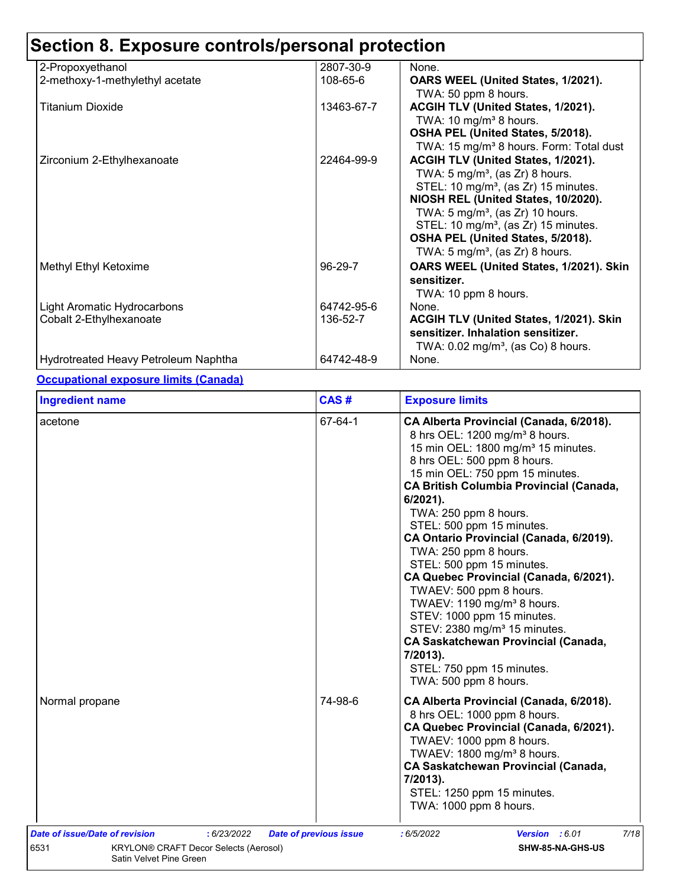# Section 8. Exposure controls/personal protection

| Ingredient name | CAS # | Exposure limits |
|---|---|---|
| 2-Propoxyethanol | 2807-30-9 | None. |
| 2-methoxy-1-methylethyl acetate | 108-65-6 | **OARS WEEL (United States, 1/2021).**<br>TWA: 50 ppm 8 hours. |
| Titanium Dioxide | 13463-67-7 | **ACGIH TLV (United States, 1/2021).**<br>TWA: 10 mg/m³ 8 hours.<br>**OSHA PEL (United States, 5/2018).**<br>TWA: 15 mg/m³ 8 hours. Form: Total dust |
| Zirconium 2-Ethylhexanoate | 22464-99-9 | **ACGIH TLV (United States, 1/2021).**<br>TWA: 5 mg/m³, (as Zr) 8 hours.<br>STEL: 10 mg/m³, (as Zr) 15 minutes.<br>**NIOSH REL (United States, 10/2020).**<br>TWA: 5 mg/m³, (as Zr) 10 hours.<br>STEL: 10 mg/m³, (as Zr) 15 minutes.<br>**OSHA PEL (United States, 5/2018).**<br>TWA: 5 mg/m³, (as Zr) 8 hours. |
| Methyl Ethyl Ketoxime | 96-29-7 | **OARS WEEL (United States, 1/2021). Skin sensitizer.**<br>TWA: 10 ppm 8 hours. |
| Light Aromatic Hydrocarbons | 64742-95-6 | None. |
| Cobalt 2-Ethylhexanoate | 136-52-7 | **ACGIH TLV (United States, 1/2021). Skin sensitizer. Inhalation sensitizer.**<br>TWA: 0.02 mg/m³, (as Co) 8 hours. |
| Hydrotreated Heavy Petroleum Naphtha | 64742-48-9 | None. |

**Occupational exposure limits (Canada)**

| Ingredient name | CAS # | Exposure limits |
|---|---|---|
| acetone | 67-64-1 | **CA Alberta Provincial (Canada, 6/2018).**<br>8 hrs OEL: 1200 mg/m³ 8 hours.<br>15 min OEL: 1800 mg/m³ 15 minutes.<br>8 hrs OEL: 500 ppm 8 hours.<br>15 min OEL: 750 ppm 15 minutes.<br>**CA British Columbia Provincial (Canada, 6/2021).**<br>TWA: 250 ppm 8 hours.<br>STEL: 500 ppm 15 minutes.<br>**CA Ontario Provincial (Canada, 6/2019).**<br>TWA: 250 ppm 8 hours.<br>STEL: 500 ppm 15 minutes.<br>**CA Quebec Provincial (Canada, 6/2021).**<br>TWAEV: 500 ppm 8 hours.<br>TWAEV: 1190 mg/m³ 8 hours.<br>STEV: 1000 ppm 15 minutes.<br>STEV: 2380 mg/m³ 15 minutes.<br>**CA Saskatchewan Provincial (Canada, 7/2013).**<br>STEL: 750 ppm 15 minutes.<br>TWA: 500 ppm 8 hours. |
| Normal propane | 74-98-6 | **CA Alberta Provincial (Canada, 6/2018).**<br>8 hrs OEL: 1000 ppm 8 hours.<br>**CA Quebec Provincial (Canada, 6/2021).**<br>TWAEV: 1000 ppm 8 hours.<br>TWAEV: 1800 mg/m³ 8 hours.<br>**CA Saskatchewan Provincial (Canada, 7/2013).**<br>STEL: 1250 ppm 15 minutes.<br>TWA: 1000 ppm 8 hours. |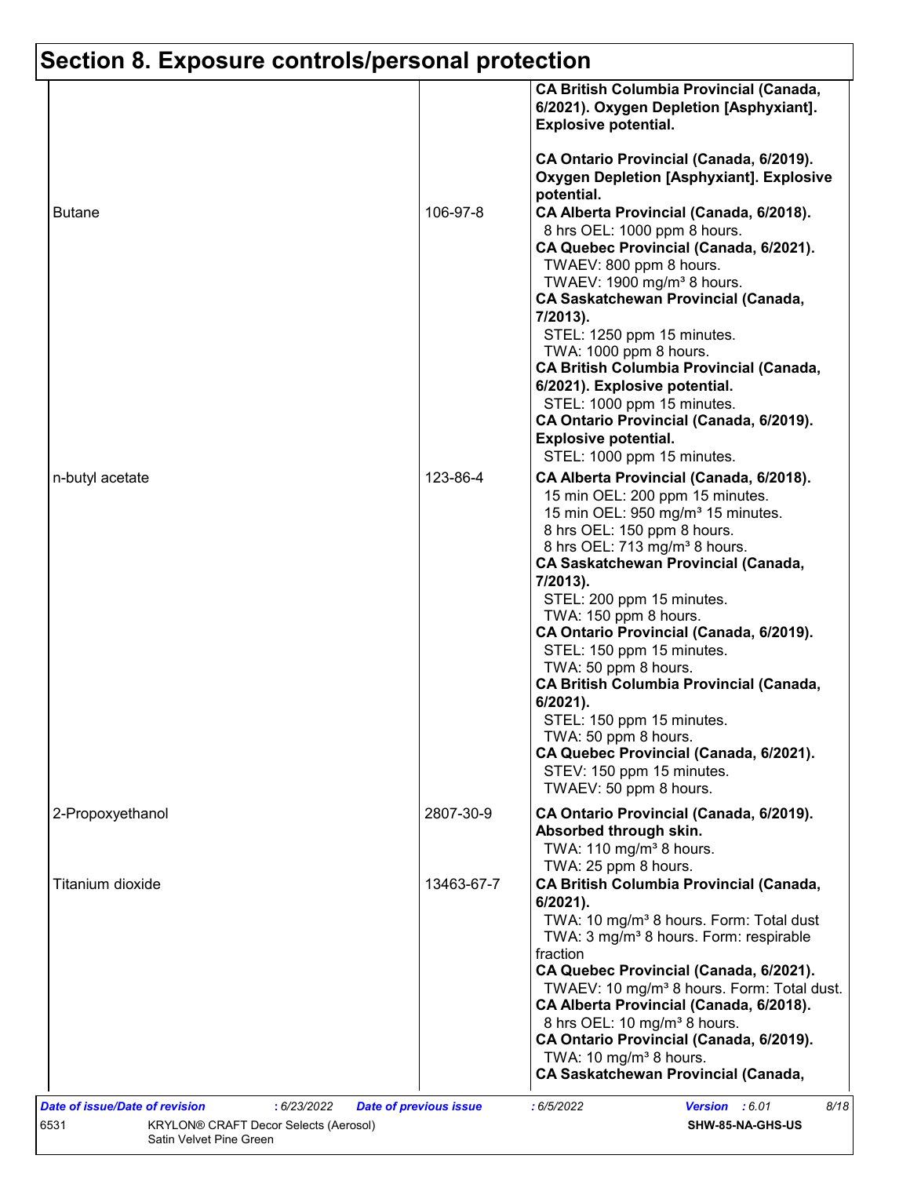# Section 8. Exposure controls/personal protection

| | | |
|---|---|---|
| | | **CA British Columbia Provincial (Canada, 6/2021). Oxygen Depletion [Asphyxiant]. Explosive potential.**<br><br>**CA Ontario Provincial (Canada, 6/2019). Oxygen Depletion [Asphyxiant]. Explosive potential.** |
| Butane | 106-97-8 | **CA Alberta Provincial (Canada, 6/2018).**<br>8 hrs OEL: 1000 ppm 8 hours.<br>**CA Quebec Provincial (Canada, 6/2021).**<br>TWAEV: 800 ppm 8 hours.<br>TWAEV: 1900 mg/m³ 8 hours.<br>**CA Saskatchewan Provincial (Canada, 7/2013).**<br>STEL: 1250 ppm 15 minutes.<br>TWA: 1000 ppm 8 hours.<br>**CA British Columbia Provincial (Canada, 6/2021). Explosive potential.**<br>STEL: 1000 ppm 15 minutes.<br>**CA Ontario Provincial (Canada, 6/2019). Explosive potential.**<br>STEL: 1000 ppm 15 minutes. |
| n-butyl acetate | 123-86-4 | **CA Alberta Provincial (Canada, 6/2018).**<br>15 min OEL: 200 ppm 15 minutes.<br>15 min OEL: 950 mg/m³ 15 minutes.<br>8 hrs OEL: 150 ppm 8 hours.<br>8 hrs OEL: 713 mg/m³ 8 hours.<br>**CA Saskatchewan Provincial (Canada, 7/2013).**<br>STEL: 200 ppm 15 minutes.<br>TWA: 150 ppm 8 hours.<br>**CA Ontario Provincial (Canada, 6/2019).**<br>STEL: 150 ppm 15 minutes.<br>TWA: 50 ppm 8 hours.<br>**CA British Columbia Provincial (Canada, 6/2021).**<br>STEL: 150 ppm 15 minutes.<br>TWA: 50 ppm 8 hours.<br>**CA Quebec Provincial (Canada, 6/2021).**<br>STEV: 150 ppm 15 minutes.<br>TWAEV: 50 ppm 8 hours. |
| 2-Propoxyethanol | 2807-30-9 | **CA Ontario Provincial (Canada, 6/2019). Absorbed through skin.**<br>TWA: 110 mg/m³ 8 hours.<br>TWA: 25 ppm 8 hours. |
| Titanium dioxide | 13463-67-7 | **CA British Columbia Provincial (Canada, 6/2021).**<br>TWA: 10 mg/m³ 8 hours. Form: Total dust<br>TWA: 3 mg/m³ 8 hours. Form: respirable fraction<br>**CA Quebec Provincial (Canada, 6/2021).**<br>TWAEV: 10 mg/m³ 8 hours. Form: Total dust.<br>**CA Alberta Provincial (Canada, 6/2018).**<br>8 hrs OEL: 10 mg/m³ 8 hours.<br>**CA Ontario Provincial (Canada, 6/2019).**<br>TWA: 10 mg/m³ 8 hours.<br>**CA Saskatchewan Provincial (Canada,** |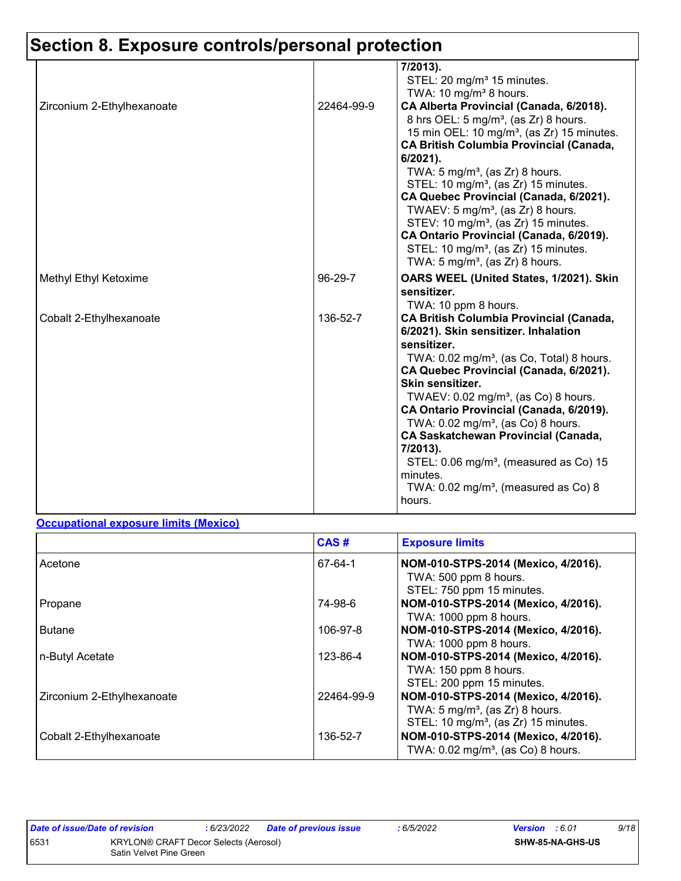# Section 8. Exposure controls/personal protection

| | | |
|---|---|---|
| | | **7/2013).**<br>STEL: 20 mg/m³ 15 minutes.<br>TWA: 10 mg/m³ 8 hours. |
| Zirconium 2-Ethylhexanoate | 22464-99-9 | **CA Alberta Provincial (Canada, 6/2018).**<br>8 hrs OEL: 5 mg/m³, (as Zr) 8 hours.<br>15 min OEL: 10 mg/m³, (as Zr) 15 minutes.<br>**CA British Columbia Provincial (Canada, 6/2021).**<br>TWA: 5 mg/m³, (as Zr) 8 hours.<br>STEL: 10 mg/m³, (as Zr) 15 minutes.<br>**CA Quebec Provincial (Canada, 6/2021).**<br>TWAEV: 5 mg/m³, (as Zr) 8 hours.<br>STEV: 10 mg/m³, (as Zr) 15 minutes.<br>**CA Ontario Provincial (Canada, 6/2019).**<br>STEL: 10 mg/m³, (as Zr) 15 minutes.<br>TWA: 5 mg/m³, (as Zr) 8 hours. |
| Methyl Ethyl Ketoxime | 96-29-7 | **OARS WEEL (United States, 1/2021). Skin sensitizer.**<br>TWA: 10 ppm 8 hours. |
| Cobalt 2-Ethylhexanoate | 136-52-7 | **CA British Columbia Provincial (Canada, 6/2021). Skin sensitizer. Inhalation sensitizer.**<br>TWA: 0.02 mg/m³, (as Co, Total) 8 hours.<br>**CA Quebec Provincial (Canada, 6/2021). Skin sensitizer.**<br>TWAEV: 0.02 mg/m³, (as Co) 8 hours.<br>**CA Ontario Provincial (Canada, 6/2019).**<br>TWA: 0.02 mg/m³, (as Co) 8 hours.<br>**CA Saskatchewan Provincial (Canada, 7/2013).**<br>STEL: 0.06 mg/m³, (measured as Co) 15 minutes.<br>TWA: 0.02 mg/m³, (measured as Co) 8 hours. |

**Occupational exposure limits (Mexico)**

| | CAS # | Exposure limits |
|---|---|---|
| Acetone | 67-64-1 | **NOM-010-STPS-2014 (Mexico, 4/2016).**<br>TWA: 500 ppm 8 hours.<br>STEL: 750 ppm 15 minutes. |
| Propane | 74-98-6 | **NOM-010-STPS-2014 (Mexico, 4/2016).**<br>TWA: 1000 ppm 8 hours. |
| Butane | 106-97-8 | **NOM-010-STPS-2014 (Mexico, 4/2016).**<br>TWA: 1000 ppm 8 hours. |
| n-Butyl Acetate | 123-86-4 | **NOM-010-STPS-2014 (Mexico, 4/2016).**<br>TWA: 150 ppm 8 hours.<br>STEL: 200 ppm 15 minutes. |
| Zirconium 2-Ethylhexanoate | 22464-99-9 | **NOM-010-STPS-2014 (Mexico, 4/2016).**<br>TWA: 5 mg/m³, (as Zr) 8 hours.<br>STEL: 10 mg/m³, (as Zr) 15 minutes. |
| Cobalt 2-Ethylhexanoate | 136-52-7 | **NOM-010-STPS-2014 (Mexico, 4/2016).**<br>TWA: 0.02 mg/m³, (as Co) 8 hours. |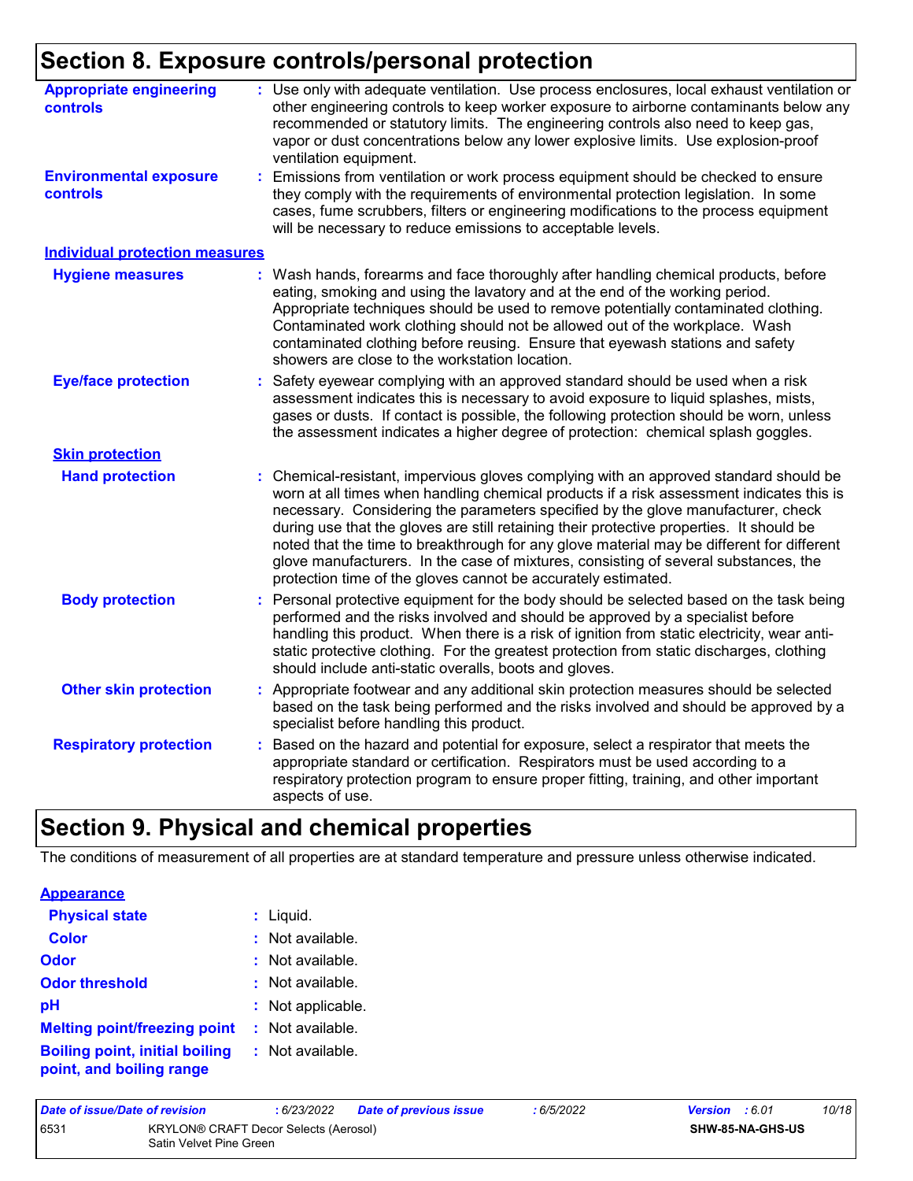## Section 8. Exposure controls/personal protection

**Appropriate engineering controls** : Use only with adequate ventilation. Use process enclosures, local exhaust ventilation or other engineering controls to keep worker exposure to airborne contaminants below any recommended or statutory limits. The engineering controls also need to keep gas, vapor or dust concentrations below any lower explosive limits. Use explosion-proof ventilation equipment.

**Environmental exposure controls** : Emissions from ventilation or work process equipment should be checked to ensure they comply with the requirements of environmental protection legislation. In some cases, fume scrubbers, filters or engineering modifications to the process equipment will be necessary to reduce emissions to acceptable levels.

### Individual protection measures

**Hygiene measures** : Wash hands, forearms and face thoroughly after handling chemical products, before eating, smoking and using the lavatory and at the end of the working period. Appropriate techniques should be used to remove potentially contaminated clothing. Contaminated work clothing should not be allowed out of the workplace. Wash contaminated clothing before reusing. Ensure that eyewash stations and safety showers are close to the workstation location.

**Eye/face protection** : Safety eyewear complying with an approved standard should be used when a risk assessment indicates this is necessary to avoid exposure to liquid splashes, mists, gases or dusts. If contact is possible, the following protection should be worn, unless the assessment indicates a higher degree of protection: chemical splash goggles.

**Skin protection**

**Hand protection** : Chemical-resistant, impervious gloves complying with an approved standard should be worn at all times when handling chemical products if a risk assessment indicates this is necessary. Considering the parameters specified by the glove manufacturer, check during use that the gloves are still retaining their protective properties. It should be noted that the time to breakthrough for any glove material may be different for different glove manufacturers. In the case of mixtures, consisting of several substances, the protection time of the gloves cannot be accurately estimated.

**Body protection** : Personal protective equipment for the body should be selected based on the task being performed and the risks involved and should be approved by a specialist before handling this product. When there is a risk of ignition from static electricity, wear anti-static protective clothing. For the greatest protection from static discharges, clothing should include anti-static overalls, boots and gloves.

**Other skin protection** : Appropriate footwear and any additional skin protection measures should be selected based on the task being performed and the risks involved and should be approved by a specialist before handling this product.

**Respiratory protection** : Based on the hazard and potential for exposure, select a respirator that meets the appropriate standard or certification. Respirators must be used according to a respiratory protection program to ensure proper fitting, training, and other important aspects of use.

## Section 9. Physical and chemical properties

The conditions of measurement of all properties are at standard temperature and pressure unless otherwise indicated.

**Appearance**

**Physical state** : Liquid.

**Color** : Not available.

**Odor** : Not available.

**Odor threshold** : Not available.

**pH** : Not applicable.

**Melting point/freezing point** : Not available.

**Boiling point, initial boiling point, and boiling range** : Not available.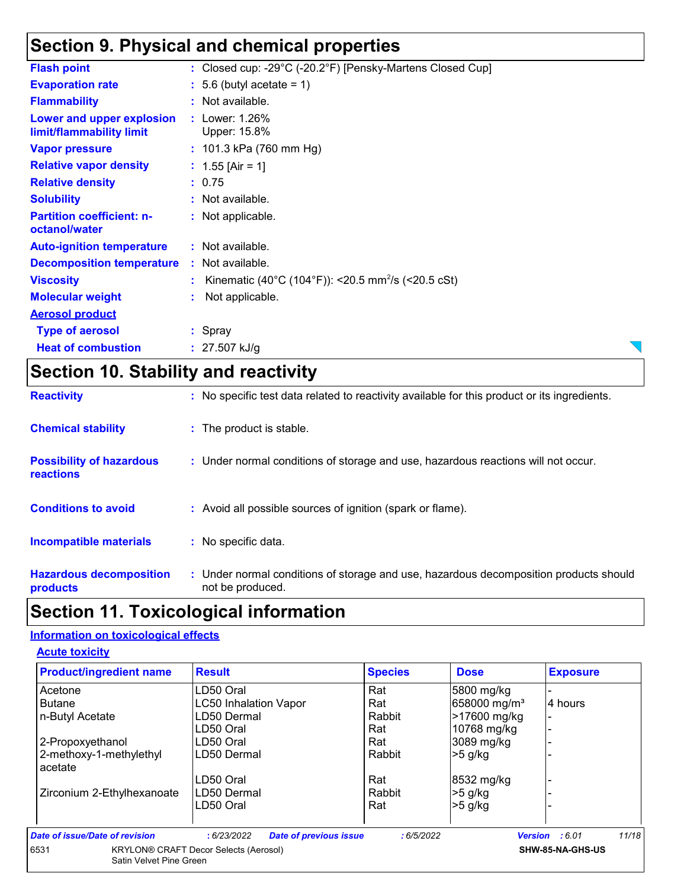# Section 9. Physical and chemical properties

| | | |
|---|---|---|
| **Flash point** | : | Closed cup: -29°C (-20.2°F) [Pensky-Martens Closed Cup] |
| **Evaporation rate** | : | 5.6 (butyl acetate = 1) |
| **Flammability** | : | Not available. |
| **Lower and upper explosion limit/flammability limit** | : | Lower: 1.26%<br>Upper: 15.8% |
| **Vapor pressure** | : | 101.3 kPa (760 mm Hg) |
| **Relative vapor density** | : | 1.55 [Air = 1] |
| **Relative density** | : | 0.75 |
| **Solubility** | : | Not available. |
| **Partition coefficient: n-octanol/water** | : | Not applicable. |
| **Auto-ignition temperature** | : | Not available. |
| **Decomposition temperature** | : | Not available. |
| **Viscosity** | : | Kinematic (40°C (104°F)): <20.5 $mm^2/s$ (<20.5 cSt) |
| **Molecular weight** | : | Not applicable. |

**Aerosol product**

| | | |
|---|---|---|
| **Type of aerosol** | : | Spray |
| **Heat of combustion** | : | 27.507 kJ/g |

# Section 10. Stability and reactivity

| | | |
|---|---|---|
| **Reactivity** | : | No specific test data related to reactivity available for this product or its ingredients. |
| **Chemical stability** | : | The product is stable. |
| **Possibility of hazardous reactions** | : | Under normal conditions of storage and use, hazardous reactions will not occur. |
| **Conditions to avoid** | : | Avoid all possible sources of ignition (spark or flame). |
| **Incompatible materials** | : | No specific data. |
| **Hazardous decomposition products** | : | Under normal conditions of storage and use, hazardous decomposition products should not be produced. |

# Section 11. Toxicological information

## Information on toxicological effects

### Acute toxicity

| Product/ingredient name | Result | Species | Dose | Exposure |
|---|---|---|---|---|
| Acetone | LD50 Oral | Rat | 5800 mg/kg | - |
| Butane | LC50 Inhalation Vapor | Rat | 658000 mg/m³ | 4 hours |
| n-Butyl Acetate | LD50 Dermal | Rabbit | >17600 mg/kg | - |
| | LD50 Oral | Rat | 10768 mg/kg | - |
| 2-Propoxyethanol | LD50 Oral | Rat | 3089 mg/kg | - |
| 2-methoxy-1-methylethyl acetate | LD50 Dermal | Rabbit | >5 g/kg | - |
| | LD50 Oral | Rat | 8532 mg/kg | - |
| Zirconium 2-Ethylhexanoate | LD50 Dermal | Rabbit | >5 g/kg | - |
| | LD50 Oral | Rat | >5 g/kg | - |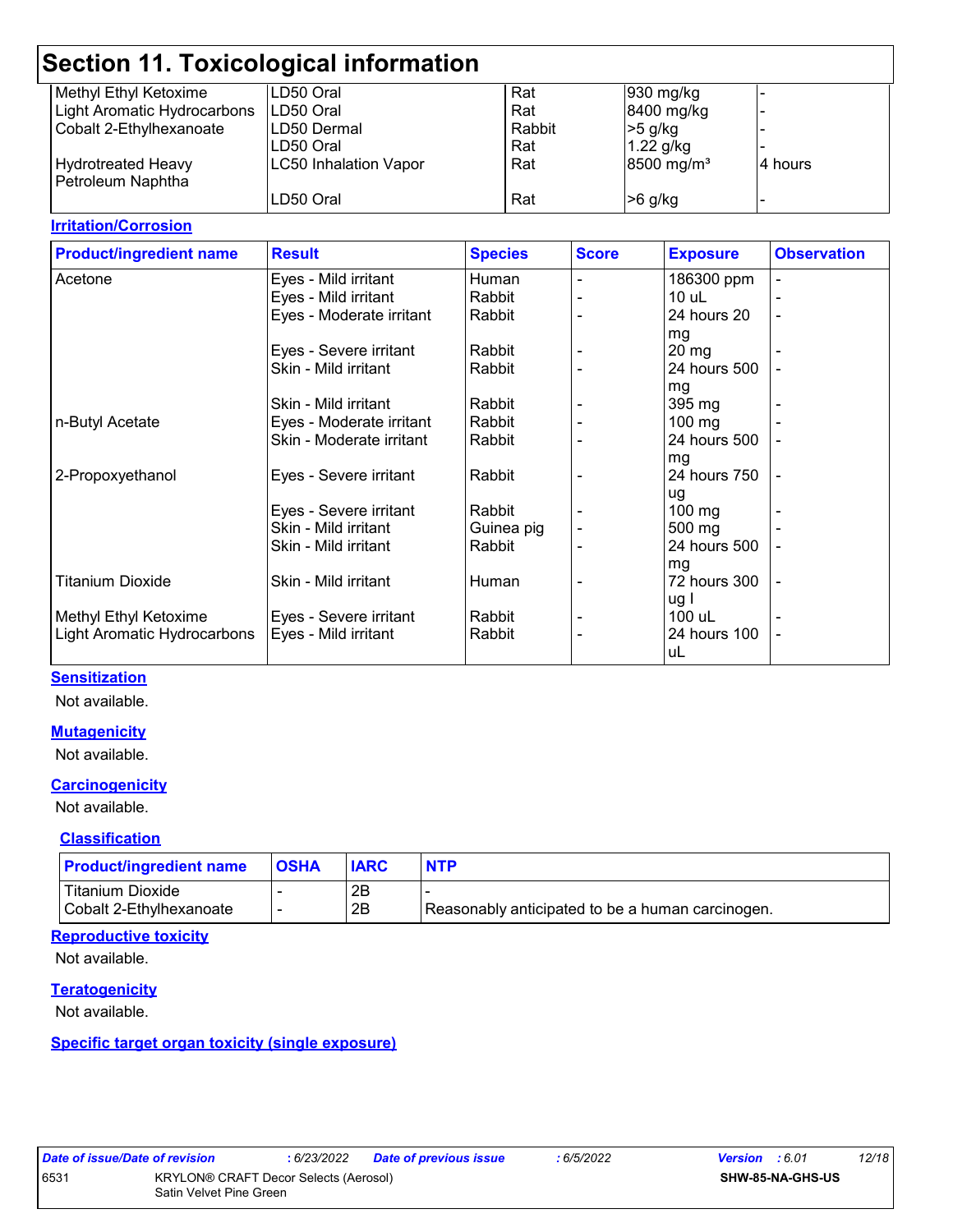## Section 11. Toxicological information

| | | | | |
|---|---|---|---|---|
| Methyl Ethyl Ketoxime | LD50 Oral | Rat | 930 mg/kg | - |
| Light Aromatic Hydrocarbons | LD50 Oral | Rat | 8400 mg/kg | - |
| Cobalt 2-Ethylhexanoate | LD50 Dermal | Rabbit | >5 g/kg | - |
| | LD50 Oral | Rat | 1.22 g/kg | - |
| Hydrotreated Heavy Petroleum Naphtha | LC50 Inhalation Vapor | Rat | 8500 mg/m³ | 4 hours |
| | LD50 Oral | Rat | >6 g/kg | - |

**Irritation/Corrosion**

| Product/ingredient name | Result | Species | Score | Exposure | Observation |
|---|---|---|---|---|---|
| Acetone | Eyes - Mild irritant | Human | - | 186300 ppm | - |
| | Eyes - Mild irritant | Rabbit | - | 10 uL | - |
| | Eyes - Moderate irritant | Rabbit | - | 24 hours 20 mg | - |
| | Eyes - Severe irritant | Rabbit | - | 20 mg | - |
| | Skin - Mild irritant | Rabbit | - | 24 hours 500 mg | - |
| | Skin - Mild irritant | Rabbit | - | 395 mg | - |
| n-Butyl Acetate | Eyes - Moderate irritant | Rabbit | - | 100 mg | - |
| | Skin - Moderate irritant | Rabbit | - | 24 hours 500 mg | - |
| 2-Propoxyethanol | Eyes - Severe irritant | Rabbit | - | 24 hours 750 ug | - |
| | Eyes - Severe irritant | Rabbit | - | 100 mg | - |
| | Skin - Mild irritant | Guinea pig | - | 500 mg | - |
| | Skin - Mild irritant | Rabbit | - | 24 hours 500 mg | - |
| Titanium Dioxide | Skin - Mild irritant | Human | - | 72 hours 300 ug I | - |
| Methyl Ethyl Ketoxime | Eyes - Severe irritant | Rabbit | - | 100 uL | - |
| Light Aromatic Hydrocarbons | Eyes - Mild irritant | Rabbit | - | 24 hours 100 uL | - |

**Sensitization**

Not available.

**Mutagenicity**

Not available.

**Carcinogenicity**

Not available.

**Classification**

| Product/ingredient name | OSHA | IARC | NTP |
|---|---|---|---|
| Titanium Dioxide | - | 2B | - |
| Cobalt 2-Ethylhexanoate | - | 2B | Reasonably anticipated to be a human carcinogen. |

**Reproductive toxicity**

Not available.

**Teratogenicity**

Not available.

**Specific target organ toxicity (single exposure)**

| Date of issue/Date of revision | : 6/23/2022 | Date of previous issue | : 6/5/2022 | Version : 6.01 |
|---|---|---|---|---|
| 6531 | KRYLON® CRAFT Decor Selects (Aerosol) Satin Velvet Pine Green | | | SHW-85-NA-GHS-US |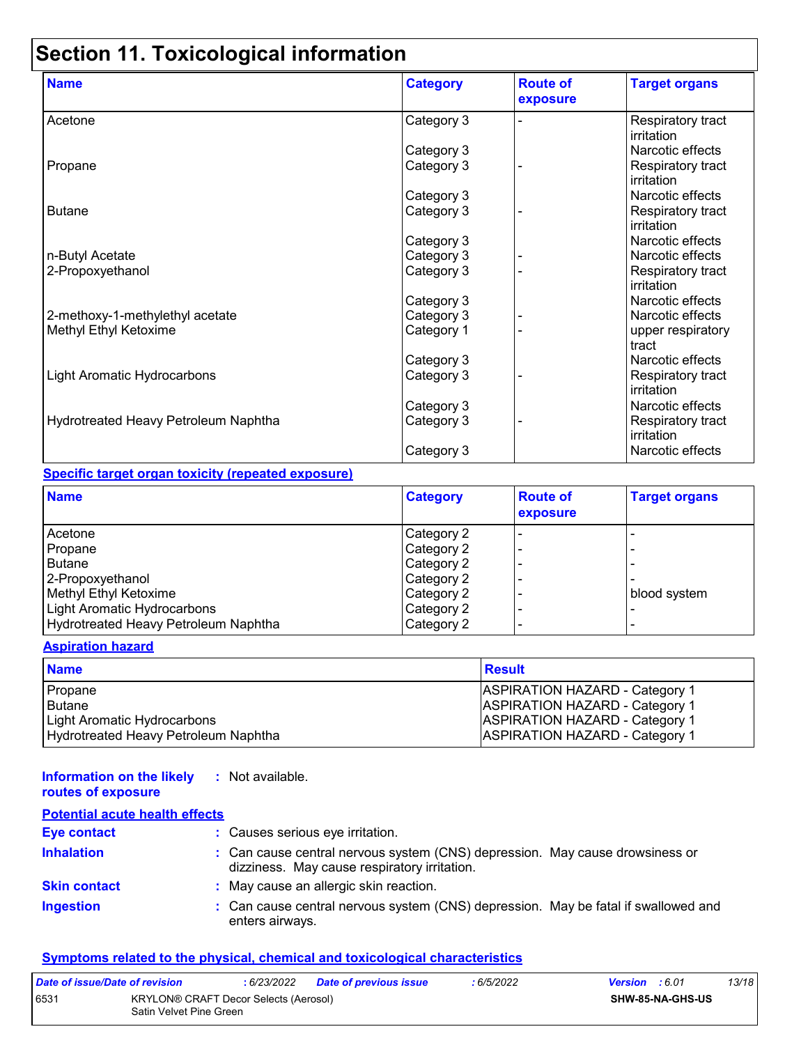## Section 11. Toxicological information

| Name | Category | Route of exposure | Target organs |
|---|---|---|---|
| Acetone | Category 3 | - | Respiratory tract irritation |
| | Category 3 | | Narcotic effects |
| Propane | Category 3 | - | Respiratory tract irritation |
| | Category 3 | | Narcotic effects |
| Butane | Category 3 | - | Respiratory tract irritation |
| | Category 3 | | Narcotic effects |
| n-Butyl Acetate | Category 3 | - | Narcotic effects |
| 2-Propoxyethanol | Category 3 | - | Respiratory tract irritation |
| | Category 3 | | Narcotic effects |
| 2-methoxy-1-methylethyl acetate | Category 3 | - | Narcotic effects |
| Methyl Ethyl Ketoxime | Category 1 | - | upper respiratory tract |
| | Category 3 | | Narcotic effects |
| Light Aromatic Hydrocarbons | Category 3 | - | Respiratory tract irritation |
| | Category 3 | | Narcotic effects |
| Hydrotreated Heavy Petroleum Naphtha | Category 3 | - | Respiratory tract irritation |
| | Category 3 | | Narcotic effects |

**Specific target organ toxicity (repeated exposure)**

| Name | Category | Route of exposure | Target organs |
|---|---|---|---|
| Acetone | Category 2 | - | - |
| Propane | Category 2 | - | - |
| Butane | Category 2 | - | - |
| 2-Propoxyethanol | Category 2 | - | - |
| Methyl Ethyl Ketoxime | Category 2 | - | blood system |
| Light Aromatic Hydrocarbons | Category 2 | - | - |
| Hydrotreated Heavy Petroleum Naphtha | Category 2 | - | - |

**Aspiration hazard**

| Name | Result |
|---|---|
| Propane | ASPIRATION HAZARD - Category 1 |
| Butane | ASPIRATION HAZARD - Category 1 |
| Light Aromatic Hydrocarbons | ASPIRATION HAZARD - Category 1 |
| Hydrotreated Heavy Petroleum Naphtha | ASPIRATION HAZARD - Category 1 |

**Information on the likely routes of exposure** : Not available.

**Potential acute health effects**

**Eye contact** : Causes serious eye irritation.

**Inhalation** : Can cause central nervous system (CNS) depression. May cause drowsiness or dizziness. May cause respiratory irritation.

**Skin contact** : May cause an allergic skin reaction.

**Ingestion** : Can cause central nervous system (CNS) depression. May be fatal if swallowed and enters airways.

**Symptoms related to the physical, chemical and toxicological characteristics**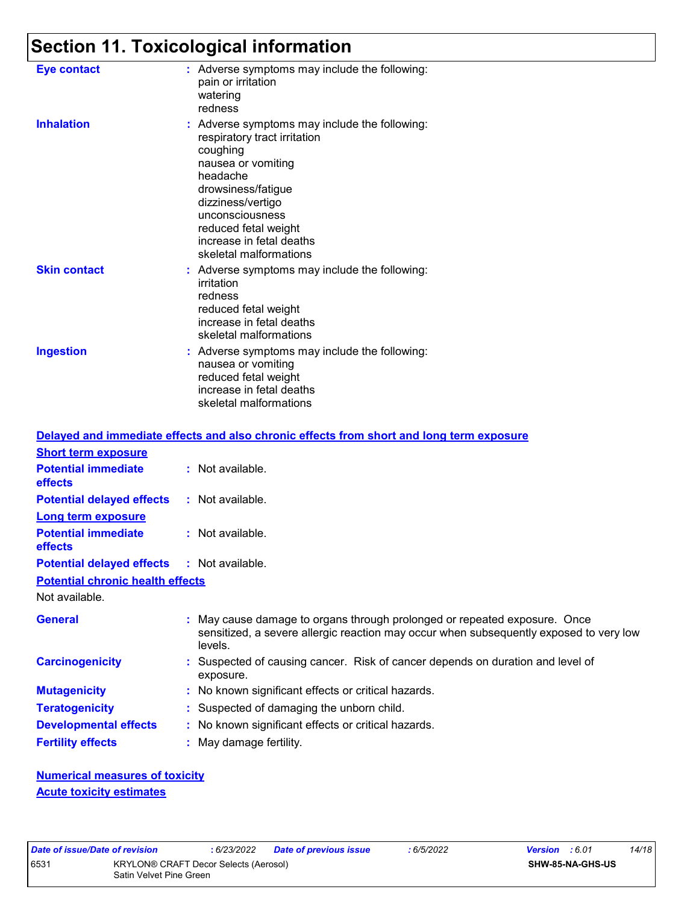# Section 11. Toxicological information

**Eye contact** : Adverse symptoms may include the following:
pain or irritation
watering
redness

**Inhalation** : Adverse symptoms may include the following:
respiratory tract irritation
coughing
nausea or vomiting
headache
drowsiness/fatigue
dizziness/vertigo
unconsciousness
reduced fetal weight
increase in fetal deaths
skeletal malformations

**Skin contact** : Adverse symptoms may include the following:
irritation
redness
reduced fetal weight
increase in fetal deaths
skeletal malformations

**Ingestion** : Adverse symptoms may include the following:
nausea or vomiting
reduced fetal weight
increase in fetal deaths
skeletal malformations

## Delayed and immediate effects and also chronic effects from short and long term exposure

### Short term exposure

**Potential immediate effects** : Not available.

**Potential delayed effects** : Not available.

### Long term exposure

**Potential immediate effects** : Not available.

**Potential delayed effects** : Not available.

### Potential chronic health effects

Not available.

**General** : May cause damage to organs through prolonged or repeated exposure. Once sensitized, a severe allergic reaction may occur when subsequently exposed to very low levels.

**Carcinogenicity** : Suspected of causing cancer. Risk of cancer depends on duration and level of exposure.

**Mutagenicity** : No known significant effects or critical hazards.

**Teratogenicity** : Suspected of damaging the unborn child.

**Developmental effects** : No known significant effects or critical hazards.

**Fertility effects** : May damage fertility.

### Numerical measures of toxicity

### Acute toxicity estimates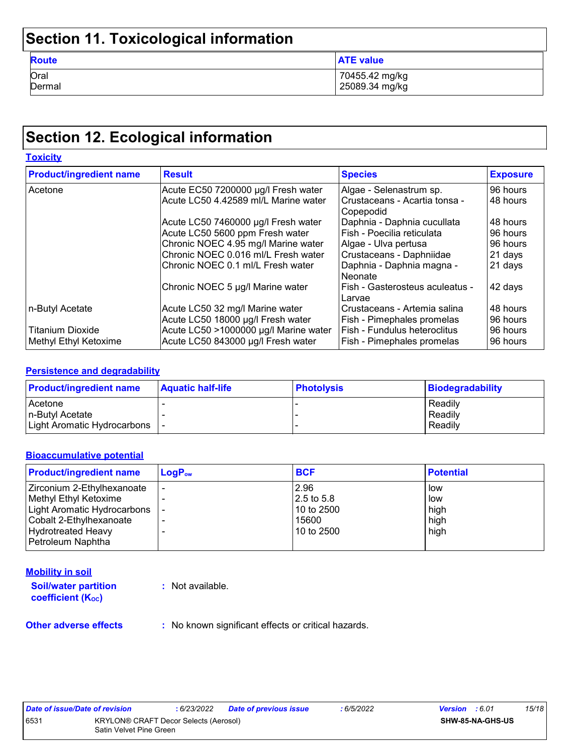## Section 11. Toxicological information

| Route | ATE value |
| --- | --- |
| Oral | 70455.42 mg/kg |
| Dermal | 25089.34 mg/kg |

## Section 12. Ecological information

### Toxicity

| Product/ingredient name | Result | Species | Exposure |
| --- | --- | --- | --- |
| Acetone | Acute EC50 7200000 µg/l Fresh water | Algae - Selenastrum sp. | 96 hours |
| | Acute LC50 4.42589 ml/L Marine water | Crustaceans - Acartia tonsa - Copepodid | 48 hours |
| | Acute LC50 7460000 µg/l Fresh water | Daphnia - Daphnia cucullata | 48 hours |
| | Acute LC50 5600 ppm Fresh water | Fish - Poecilia reticulata | 96 hours |
| | Chronic NOEC 4.95 mg/l Marine water | Algae - Ulva pertusa | 96 hours |
| | Chronic NOEC 0.016 ml/L Fresh water | Crustaceans - Daphniidae | 21 days |
| | Chronic NOEC 0.1 ml/L Fresh water | Daphnia - Daphnia magna - Neonate | 21 days |
| | Chronic NOEC 5 µg/l Marine water | Fish - Gasterosteus aculeatus - Larvae | 42 days |
| n-Butyl Acetate | Acute LC50 32 mg/l Marine water | Crustaceans - Artemia salina | 48 hours |
| | Acute LC50 18000 µg/l Fresh water | Fish - Pimephales promelas | 96 hours |
| Titanium Dioxide | Acute LC50 >1000000 µg/l Marine water | Fish - Fundulus heteroclitus | 96 hours |
| Methyl Ethyl Ketoxime | Acute LC50 843000 µg/l Fresh water | Fish - Pimephales promelas | 96 hours |

### Persistence and degradability

| Product/ingredient name | Aquatic half-life | Photolysis | Biodegradability |
| --- | --- | --- | --- |
| Acetone | - | - | Readily |
| n-Butyl Acetate | - | - | Readily |
| Light Aromatic Hydrocarbons | - | - | Readily |

### Bioaccumulative potential

| Product/ingredient name | $LogP_{ow}$ | BCF | Potential |
| --- | --- | --- | --- |
| Zirconium 2-Ethylhexanoate | - | 2.96 | low |
| Methyl Ethyl Ketoxime | - | 2.5 to 5.8 | low |
| Light Aromatic Hydrocarbons | - | 10 to 2500 | high |
| Cobalt 2-Ethylhexanoate | - | 15600 | high |
| Hydrotreated Heavy Petroleum Naphtha | - | 10 to 2500 | high |

### Mobility in soil

**Soil/water partition coefficient ($K_{OC}$)** : Not available.

**Other adverse effects** : No known significant effects or critical hazards.

| Date of issue/Date of revision | : 6/23/2022 | Date of previous issue | : 6/5/2022 | Version : 6.01 |
| --- | --- | --- | --- | --- |
| 6531 | KRYLON® CRAFT Decor Selects (Aerosol) Satin Velvet Pine Green | | | SHW-85-NA-GHS-US |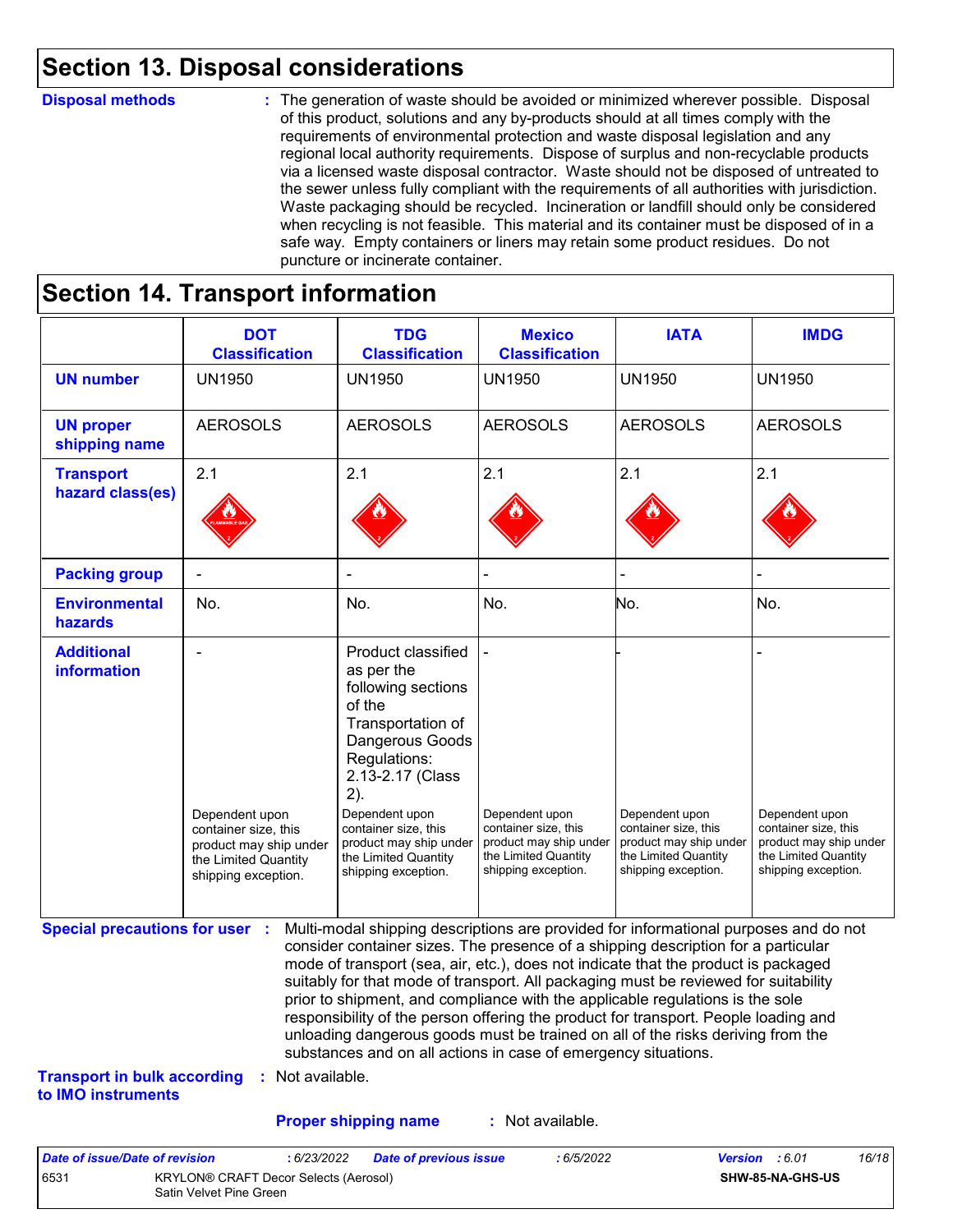## Section 13. Disposal considerations

**Disposal methods** : The generation of waste should be avoided or minimized wherever possible. Disposal of this product, solutions and any by-products should at all times comply with the requirements of environmental protection and waste disposal legislation and any regional local authority requirements. Dispose of surplus and non-recyclable products via a licensed waste disposal contractor. Waste should not be disposed of untreated to the sewer unless fully compliant with the requirements of all authorities with jurisdiction. Waste packaging should be recycled. Incineration or landfill should only be considered when recycling is not feasible. This material and its container must be disposed of in a safe way. Empty containers or liners may retain some product residues. Do not puncture or incinerate container.

## Section 14. Transport information

| | DOT Classification | TDG Classification | Mexico Classification | IATA | IMDG |
|---|---|---|---|---|---|
| **UN number** | UN1950 | UN1950 | UN1950 | UN1950 | UN1950 |
| **UN proper shipping name** | AEROSOLS | AEROSOLS | AEROSOLS | AEROSOLS | AEROSOLS |
| **Transport hazard class(es)** | 2.1 | 2.1 | 2.1 | 2.1 | 2.1 |
| **Packing group** | - | - | - | - | - |
| **Environmental hazards** | No. | No. | No. | No. | No. |
| **Additional information** | - Dependent upon container size, this product may ship under the Limited Quantity shipping exception. | Product classified as per the following sections of the Transportation of Dangerous Goods Regulations: 2.13-2.17 (Class 2). Dependent upon container size, this product may ship under the Limited Quantity shipping exception. | - Dependent upon container size, this product may ship under the Limited Quantity shipping exception. | - Dependent upon container size, this product may ship under the Limited Quantity shipping exception. | - Dependent upon container size, this product may ship under the Limited Quantity shipping exception. |

**Special precautions for user** : Multi-modal shipping descriptions are provided for informational purposes and do not consider container sizes. The presence of a shipping description for a particular mode of transport (sea, air, etc.), does not indicate that the product is packaged suitably for that mode of transport. All packaging must be reviewed for suitability prior to shipment, and compliance with the applicable regulations is the sole responsibility of the person offering the product for transport. People loading and unloading dangerous goods must be trained on all of the risks deriving from the substances and on all actions in case of emergency situations.

**Transport in bulk according to IMO instruments** : Not available.

**Proper shipping name** : Not available.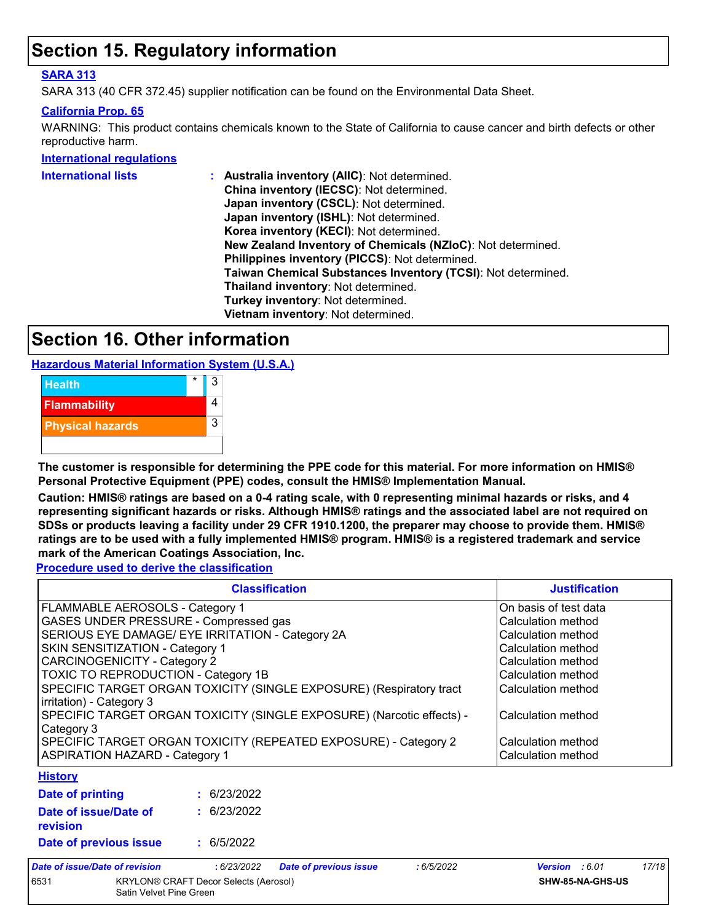## Section 15. Regulatory information

**SARA 313**

SARA 313 (40 CFR 372.45) supplier notification can be found on the Environmental Data Sheet.

**California Prop. 65**

WARNING: This product contains chemicals known to the State of California to cause cancer and birth defects or other reproductive harm.

**International regulations**

**International lists** :
**Australia inventory (AIIC)**: Not determined.
**China inventory (IECSC)**: Not determined.
**Japan inventory (CSCL)**: Not determined.
**Japan inventory (ISHL)**: Not determined.
**Korea inventory (KECI)**: Not determined.
**New Zealand Inventory of Chemicals (NZIoC)**: Not determined.
**Philippines inventory (PICCS)**: Not determined.
**Taiwan Chemical Substances Inventory (TCSI)**: Not determined.
**Thailand inventory**: Not determined.
**Turkey inventory**: Not determined.
**Vietnam inventory**: Not determined.

## Section 16. Other information

**Hazardous Material Information System (U.S.A.)**

| | | |
|---|---|---|
| Health | * | 3 |
| Flammability | | 4 |
| Physical hazards | | 3 |
| | | |

**The customer is responsible for determining the PPE code for this material. For more information on HMIS® Personal Protective Equipment (PPE) codes, consult the HMIS® Implementation Manual.**

**Caution: HMIS® ratings are based on a 0-4 rating scale, with 0 representing minimal hazards or risks, and 4 representing significant hazards or risks. Although HMIS® ratings and the associated label are not required on SDSs or products leaving a facility under 29 CFR 1910.1200, the preparer may choose to provide them. HMIS® ratings are to be used with a fully implemented HMIS® program. HMIS® is a registered trademark and service mark of the American Coatings Association, Inc.**

**Procedure used to derive the classification**

| Classification | Justification |
|---|---|
| FLAMMABLE AEROSOLS - Category 1 | On basis of test data |
| GASES UNDER PRESSURE - Compressed gas | Calculation method |
| SERIOUS EYE DAMAGE/ EYE IRRITATION - Category 2A | Calculation method |
| SKIN SENSITIZATION - Category 1 | Calculation method |
| CARCINOGENICITY - Category 2 | Calculation method |
| TOXIC TO REPRODUCTION - Category 1B | Calculation method |
| SPECIFIC TARGET ORGAN TOXICITY (SINGLE EXPOSURE) (Respiratory tract irritation) - Category 3 | Calculation method |
| SPECIFIC TARGET ORGAN TOXICITY (SINGLE EXPOSURE) (Narcotic effects) - Category 3 | Calculation method |
| SPECIFIC TARGET ORGAN TOXICITY (REPEATED EXPOSURE) - Category 2 | Calculation method |
| ASPIRATION HAZARD - Category 1 | Calculation method |

**History**

**Date of printing** : 6/23/2022

**Date of issue/Date of revision** : 6/23/2022

**Date of previous issue** : 6/5/2022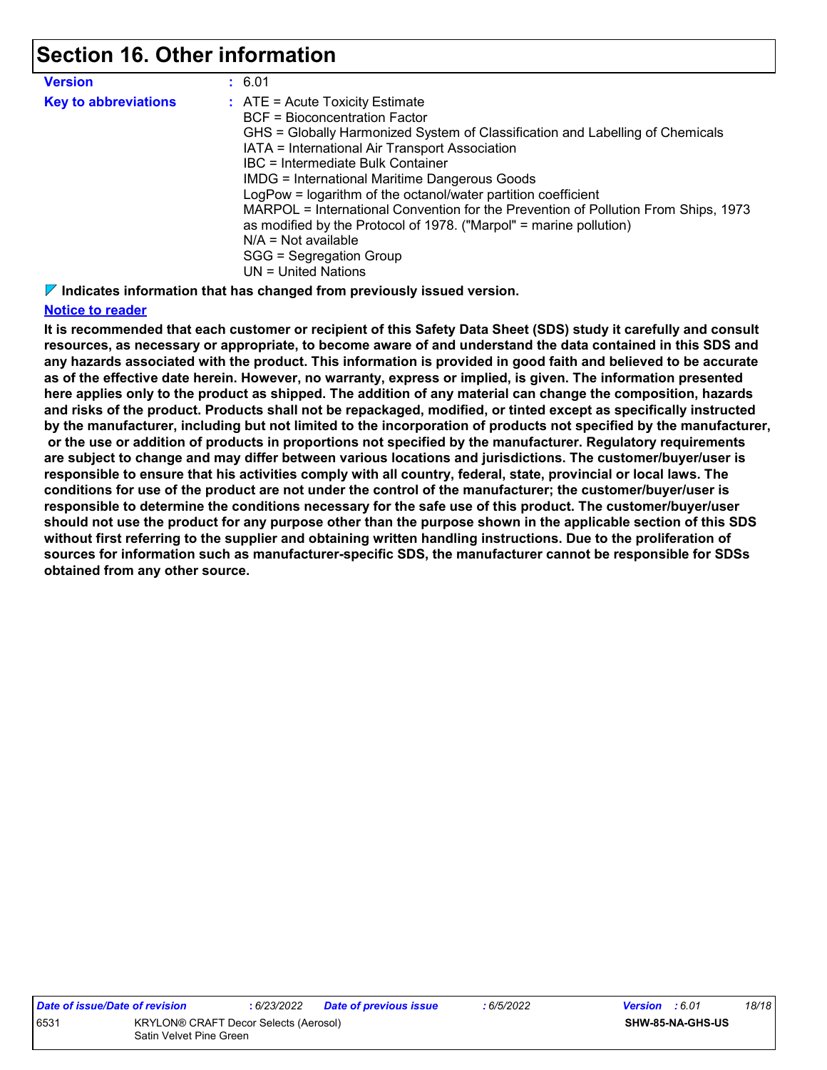# Section 16. Other information

| | | |
|---|---|---|
| **Version** | : | 6.01 |
| **Key to abbreviations** | : | ATE = Acute Toxicity Estimate<br>BCF = Bioconcentration Factor<br>GHS = Globally Harmonized System of Classification and Labelling of Chemicals<br>IATA = International Air Transport Association<br>IBC = Intermediate Bulk Container<br>IMDG = International Maritime Dangerous Goods<br>LogPow = logarithm of the octanol/water partition coefficient<br>MARPOL = International Convention for the Prevention of Pollution From Ships, 1973 as modified by the Protocol of 1978. ("Marpol" = marine pollution)<br>N/A = Not available<br>SGG = Segregation Group<br>UN = United Nations |

**Indicates information that has changed from previously issued version.**

**Notice to reader**

**It is recommended that each customer or recipient of this Safety Data Sheet (SDS) study it carefully and consult resources, as necessary or appropriate, to become aware of and understand the data contained in this SDS and any hazards associated with the product. This information is provided in good faith and believed to be accurate as of the effective date herein. However, no warranty, express or implied, is given. The information presented here applies only to the product as shipped. The addition of any material can change the composition, hazards and risks of the product. Products shall not be repackaged, modified, or tinted except as specifically instructed by the manufacturer, including but not limited to the incorporation of products not specified by the manufacturer, or the use or addition of products in proportions not specified by the manufacturer. Regulatory requirements are subject to change and may differ between various locations and jurisdictions. The customer/buyer/user is responsible to ensure that his activities comply with all country, federal, state, provincial or local laws. The conditions for use of the product are not under the control of the manufacturer; the customer/buyer/user is responsible to determine the conditions necessary for the safe use of this product. The customer/buyer/user should not use the product for any purpose other than the purpose shown in the applicable section of this SDS without first referring to the supplier and obtaining written handling instructions. Due to the proliferation of sources for information such as manufacturer-specific SDS, the manufacturer cannot be responsible for SDSs obtained from any other source.**